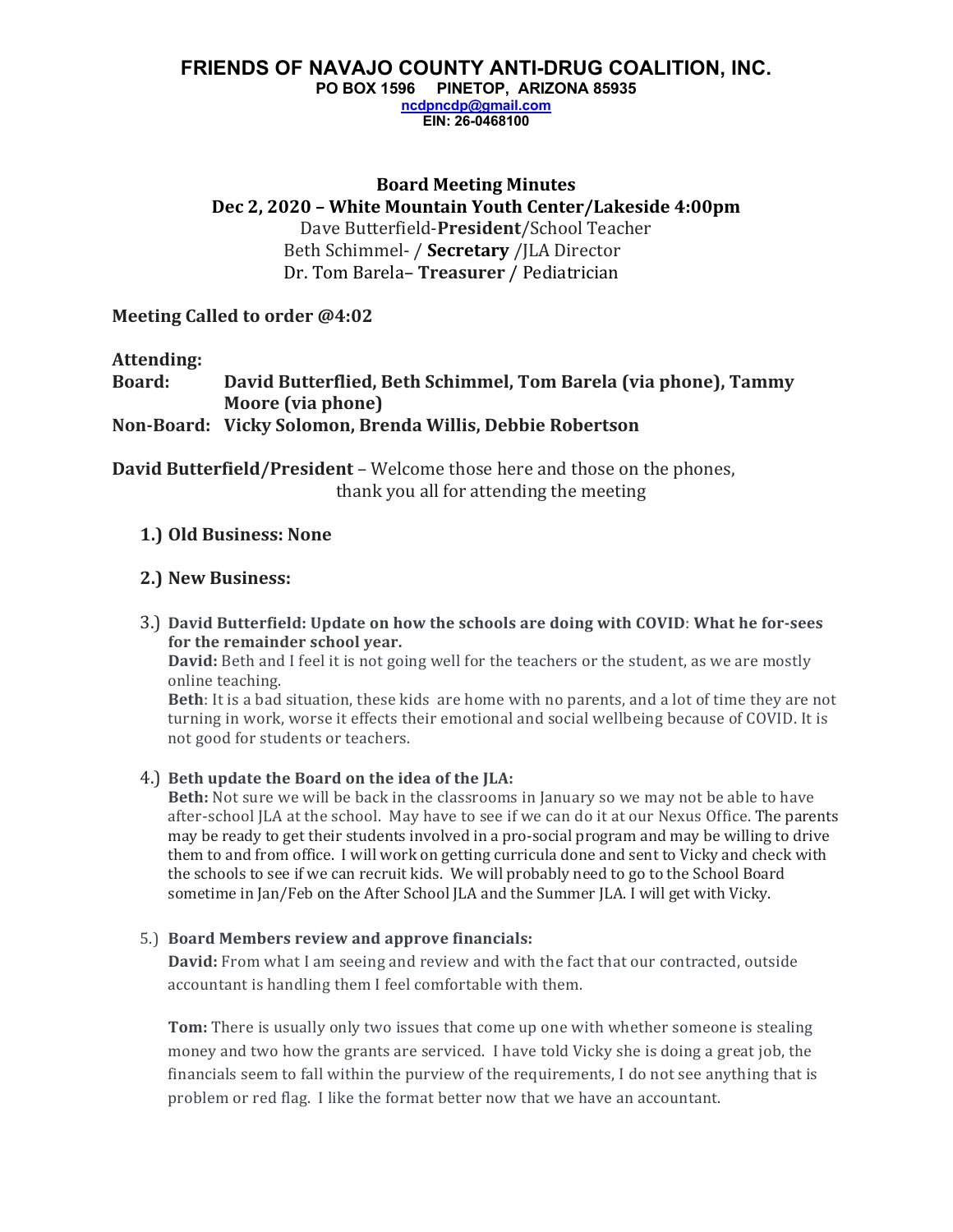# FRIENDS OF NAVAJO COUNTY ANTI-DRUG COALITION, INC.

**PO BOX 1596 PINETOP, ARIZONA 85935**
**ncdpncdp@gmail.com**
**EIN: 26-0468100**

## Board Meeting Minutes

**Dec 2, 2020 – White Mountain Youth Center/Lakeside 4:00pm**

Dave Butterfield-**President**/School Teacher
Beth Schimmel- / **Secretary** /JLA Director
Dr. Tom Barela– **Treasurer** / Pediatrician

**Meeting Called to order @4:02**

**Attending:**
**Board:** **David Butterflied, Beth Schimmel, Tom Barela (via phone), Tammy Moore (via phone)**
**Non-Board:** **Vicky Solomon, Brenda Willis, Debbie Robertson**

**David Butterfield/President** – Welcome those here and those on the phones, thank you all for attending the meeting

1.) **Old Business: None**

2.) **New Business:**

3.) **David Butterfield: Update on how the schools are doing with COVID**: **What he for-sees for the remainder school year.**
**David:** Beth and I feel it is not going well for the teachers or the student, as we are mostly online teaching.
**Beth**: It is a bad situation, these kids are home with no parents, and a lot of time they are not turning in work, worse it effects their emotional and social wellbeing because of COVID. It is not good for students or teachers.

4.) **Beth update the Board on the idea of the JLA:**
**Beth:** Not sure we will be back in the classrooms in January so we may not be able to have after-school JLA at the school. May have to see if we can do it at our Nexus Office. The parents may be ready to get their students involved in a pro-social program and may be willing to drive them to and from office. I will work on getting curricula done and sent to Vicky and check with the schools to see if we can recruit kids. We will probably need to go to the School Board sometime in Jan/Feb on the After School JLA and the Summer JLA. I will get with Vicky.

5.) **Board Members review and approve financials:**
**David:** From what I am seeing and review and with the fact that our contracted, outside accountant is handling them I feel comfortable with them.

**Tom:** There is usually only two issues that come up one with whether someone is stealing money and two how the grants are serviced. I have told Vicky she is doing a great job, the financials seem to fall within the purview of the requirements, I do not see anything that is problem or red flag. I like the format better now that we have an accountant.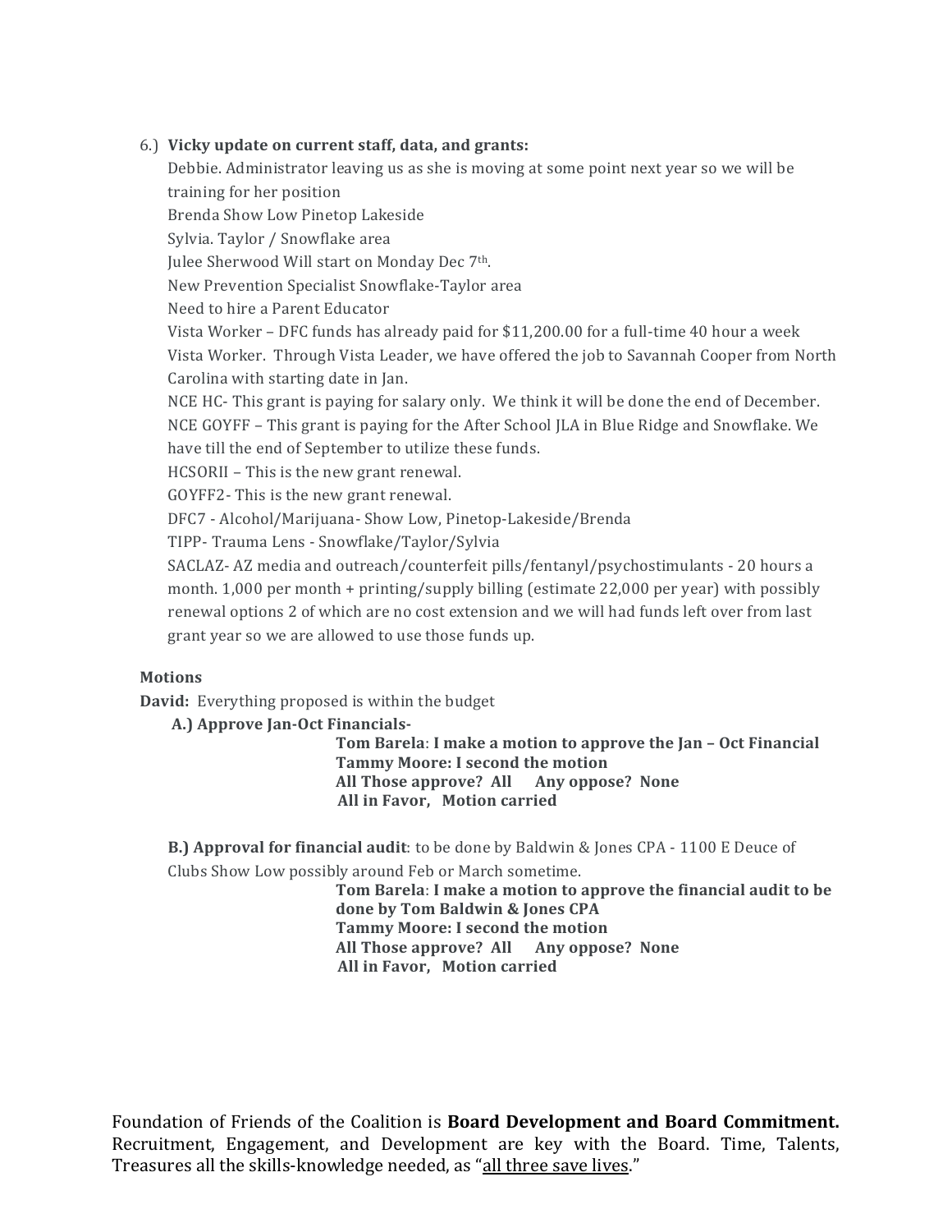6.) **Vicky update on current staff, data, and grants:**

Debbie. Administrator leaving us as she is moving at some point next year so we will be training for her position

Brenda Show Low Pinetop Lakeside

Sylvia. Taylor / Snowflake area

Julee Sherwood Will start on Monday Dec 7th.

New Prevention Specialist Snowflake-Taylor area

Need to hire a Parent Educator

Vista Worker – DFC funds has already paid for $11,200.00 for a full-time 40 hour a week Vista Worker. Through Vista Leader, we have offered the job to Savannah Cooper from North Carolina with starting date in Jan.

NCE HC- This grant is paying for salary only. We think it will be done the end of December.

NCE GOYFF – This grant is paying for the After School JLA in Blue Ridge and Snowflake. We have till the end of September to utilize these funds.

HCSORII – This is the new grant renewal.

GOYFF2- This is the new grant renewal.

DFC7 - Alcohol/Marijuana- Show Low, Pinetop-Lakeside/Brenda

TIPP- Trauma Lens - Snowflake/Taylor/Sylvia

SACLAZ- AZ media and outreach/counterfeit pills/fentanyl/psychostimulants - 20 hours a month. 1,000 per month + printing/supply billing (estimate 22,000 per year) with possibly renewal options 2 of which are no cost extension and we will had funds left over from last grant year so we are allowed to use those funds up.

**Motions**

**David:** Everything proposed is within the budget

**A.) Approve Jan-Oct Financials-**

**Tom Barela**: **I make a motion to approve the Jan – Oct Financial**
**Tammy Moore: I second the motion**
**All Those approve? All Any oppose? None**
**All in Favor, Motion carried**

**B.) Approval for financial audit**: to be done by Baldwin & Jones CPA - 1100 E Deuce of Clubs Show Low possibly around Feb or March sometime.

**Tom Barela**: **I make a motion to approve the financial audit to be done by Tom Baldwin & Jones CPA**
**Tammy Moore: I second the motion**
**All Those approve? All Any oppose? None**
**All in Favor, Motion carried**

Foundation of Friends of the Coalition is **Board Development and Board Commitment.** Recruitment, Engagement, and Development are key with the Board. Time, Talents, Treasures all the skills-knowledge needed, as "all three save lives."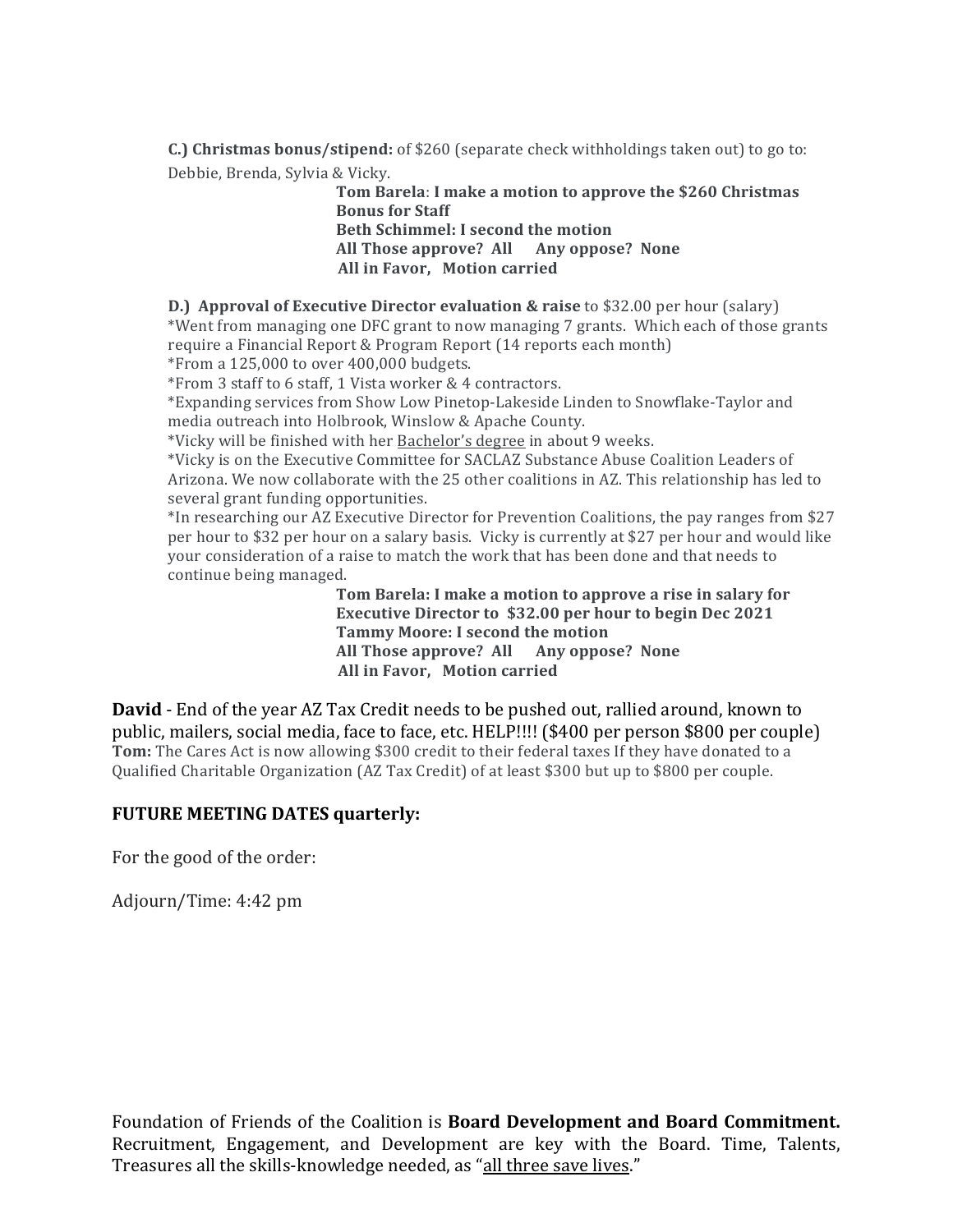**C.) Christmas bonus/stipend:** of $260 (separate check withholdings taken out) to go to: Debbie, Brenda, Sylvia & Vicky.

**Tom Barela**: **I make a motion to approve the $260 Christmas Bonus for Staff**
**Beth Schimmel: I second the motion**
**All Those approve? All Any oppose? None**
**All in Favor, Motion carried**

**D.) Approval of Executive Director evaluation & raise** to $32.00 per hour (salary)
*Went from managing one DFC grant to now managing 7 grants. Which each of those grants require a Financial Report & Program Report (14 reports each month)
*From a 125,000 to over 400,000 budgets.
*From 3 staff to 6 staff, 1 Vista worker & 4 contractors.
*Expanding services from Show Low Pinetop-Lakeside Linden to Snowflake-Taylor and media outreach into Holbrook, Winslow & Apache County.
*Vicky will be finished with her <u>Bachelor's degree</u> in about 9 weeks.
*Vicky is on the Executive Committee for SACLAZ Substance Abuse Coalition Leaders of Arizona. We now collaborate with the 25 other coalitions in AZ. This relationship has led to several grant funding opportunities.
*In researching our AZ Executive Director for Prevention Coalitions, the pay ranges from $27 per hour to $32 per hour on a salary basis. Vicky is currently at $27 per hour and would like your consideration of a raise to match the work that has been done and that needs to continue being managed.

**Tom Barela: I make a motion to approve a rise in salary for Executive Director to $32.00 per hour to begin Dec 2021**
**Tammy Moore: I second the motion**
**All Those approve? All Any oppose? None**
**All in Favor, Motion carried**

**David** - End of the year AZ Tax Credit needs to be pushed out, rallied around, known to public, mailers, social media, face to face, etc. HELP!!!! ($400 per person $800 per couple)
**Tom:** The Cares Act is now allowing $300 credit to their federal taxes If they have donated to a Qualified Charitable Organization (AZ Tax Credit) of at least $300 but up to $800 per couple.

**FUTURE MEETING DATES quarterly:**

For the good of the order:

Adjourn/Time: 4:42 pm

Foundation of Friends of the Coalition is **Board Development and Board Commitment.** Recruitment, Engagement, and Development are key with the Board. Time, Talents, Treasures all the skills-knowledge needed, as "<u>all three save lives</u>."